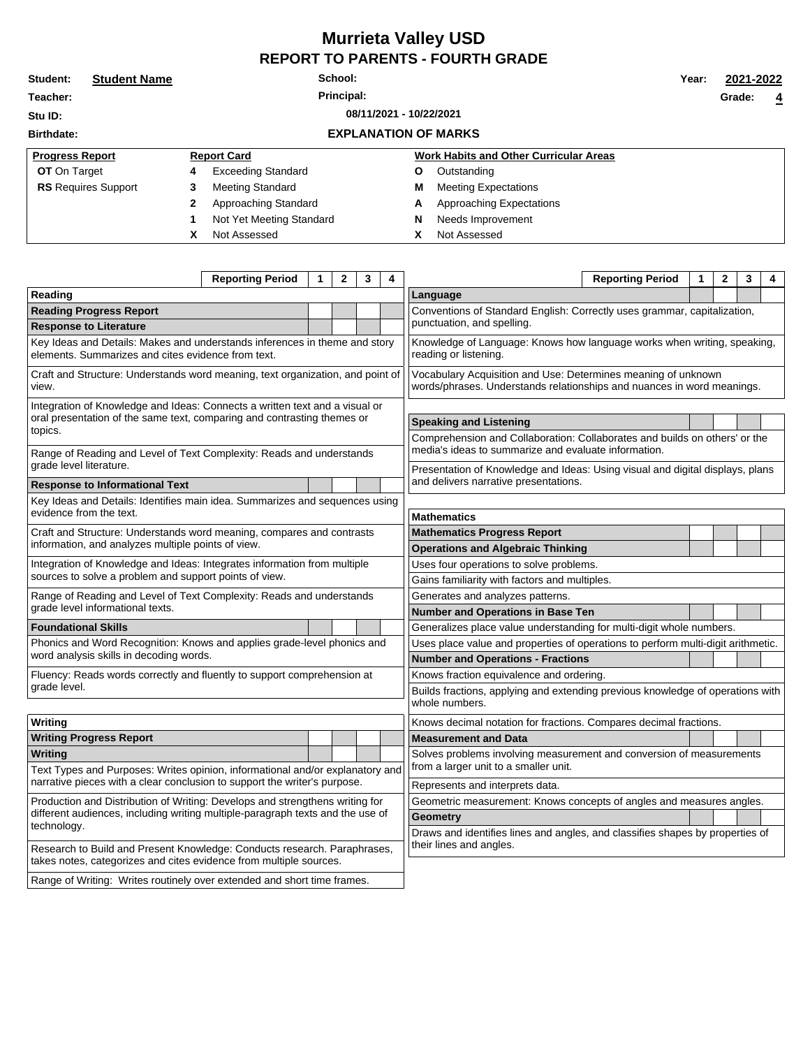# Murrieta Valley USD

## REPORT TO PARENTS - FOURTH GRADE

**Student:** **Student Name** | **School:** | **Year:** **2021-2022**

**Teacher:** | **Principal:** | **Grade:** **4**

**Stu ID:** | **08/11/2021 - 10/22/2021**

**Birthdate:**

### EXPLANATION OF MARKS

| Progress Report | Report Card | | Work Habits and Other Curricular Areas | |
|---|---|---|---|---|
| **OT** On Target | **4** | Exceeding Standard | **O** | Outstanding |
| **RS** Requires Support | **3** | Meeting Standard | **M** | Meeting Expectations |
| | **2** | Approaching Standard | **A** | Approaching Expectations |
| | **1** | Not Yet Meeting Standard | **N** | Needs Improvement |
| | **X** | Not Assessed | **X** | Not Assessed |

| Reporting Period | 1 | 2 | 3 | 4 |
|---|---|---|---|---|
| **Reading** | | | | |
| **Reading Progress Report** | | | | |
| **Response to Literature** | | | | |
| Key Ideas and Details: Makes and understands inferences in theme and story elements. Summarizes and cites evidence from text. | | | | |
| Craft and Structure: Understands word meaning, text organization, and point of view. | | | | |
| Integration of Knowledge and Ideas: Connects a written text and a visual or oral presentation of the same text, comparing and contrasting themes or topics. | | | | |
| Range of Reading and Level of Text Complexity: Reads and understands grade level literature. | | | | |
| **Response to Informational Text** | | | | |
| Key Ideas and Details: Identifies main idea. Summarizes and sequences using evidence from the text. | | | | |
| Craft and Structure: Understands word meaning, compares and contrasts information, and analyzes multiple points of view. | | | | |
| Integration of Knowledge and Ideas: Integrates information from multiple sources to solve a problem and support points of view. | | | | |
| Range of Reading and Level of Text Complexity: Reads and understands grade level informational texts. | | | | |
| **Foundational Skills** | | | | |
| Phonics and Word Recognition: Knows and applies grade-level phonics and word analysis skills in decoding words. | | | | |
| Fluency: Reads words correctly and fluently to support comprehension at grade level. | | | | |
| **Writing** | | | | |
| **Writing Progress Report** | | | | |
| **Writing** | | | | |
| Text Types and Purposes: Writes opinion, informational and/or explanatory and narrative pieces with a clear conclusion to support the writer's purpose. | | | | |
| Production and Distribution of Writing: Develops and strengthens writing for different audiences, including writing multiple-paragraph texts and the use of technology. | | | | |
| Research to Build and Present Knowledge: Conducts research. Paraphrases, takes notes, categorizes and cites evidence from multiple sources. | | | | |
| Range of Writing: Writes routinely over extended and short time frames. | | | | |

| Reporting Period | 1 | 2 | 3 | 4 |
|---|---|---|---|---|
| **Language** | | | | |
| Conventions of Standard English: Correctly uses grammar, capitalization, punctuation, and spelling. | | | | |
| Knowledge of Language: Knows how language works when writing, speaking, reading or listening. | | | | |
| Vocabulary Acquisition and Use: Determines meaning of unknown words/phrases. Understands relationships and nuances in word meanings. | | | | |
| **Speaking and Listening** | | | | |
| Comprehension and Collaboration: Collaborates and builds on others' or the media's ideas to summarize and evaluate information. | | | | |
| Presentation of Knowledge and Ideas: Using visual and digital displays, plans and delivers narrative presentations. | | | | |
| **Mathematics** | | | | |
| **Mathematics Progress Report** | | | | |
| **Operations and Algebraic Thinking** | | | | |
| Uses four operations to solve problems. | | | | |
| Gains familiarity with factors and multiples. | | | | |
| Generates and analyzes patterns. | | | | |
| **Number and Operations in Base Ten** | | | | |
| Generalizes place value understanding for multi-digit whole numbers. | | | | |
| Uses place value and properties of operations to perform multi-digit arithmetic. | | | | |
| **Number and Operations - Fractions** | | | | |
| Knows fraction equivalence and ordering. | | | | |
| Builds fractions, applying and extending previous knowledge of operations with whole numbers. | | | | |
| Knows decimal notation for fractions. Compares decimal fractions. | | | | |
| **Measurement and Data** | | | | |
| Solves problems involving measurement and conversion of measurements from a larger unit to a smaller unit. | | | | |
| Represents and interprets data. | | | | |
| Geometric measurement: Knows concepts of angles and measures angles. | | | | |
| **Geometry** | | | | |
| Draws and identifies lines and angles, and classifies shapes by properties of their lines and angles. | | | | |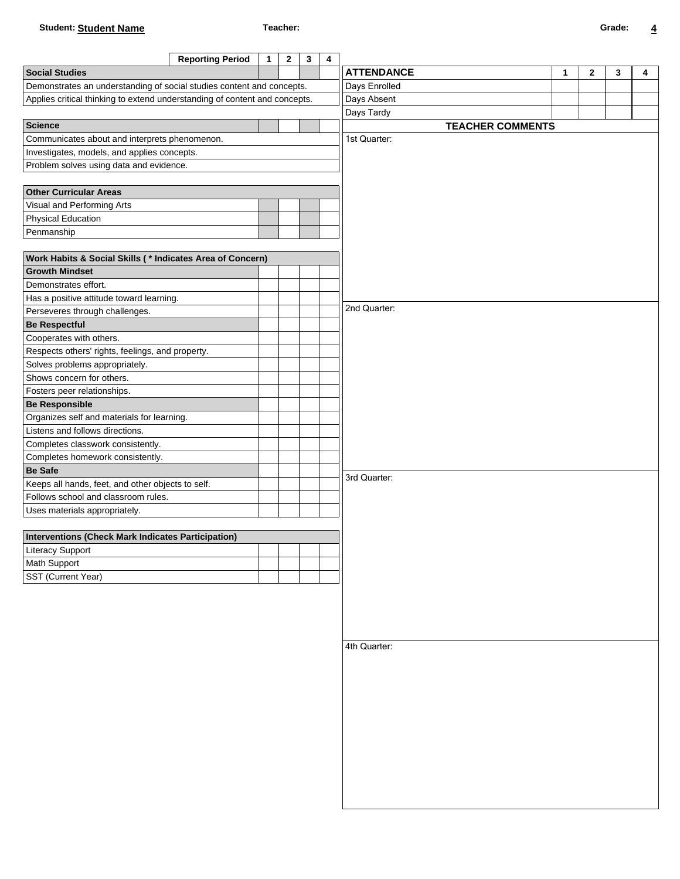**Student:** Student Name **Teacher:** **Grade:** 4

| Reporting Period | 1 | 2 | 3 | 4 |
|---|---|---|---|---|
| **Social Studies** | | | | |
| Demonstrates an understanding of social studies content and concepts. | | | | |
| Applies critical thinking to extend understanding of content and concepts. | | | | |
| **Science** | | | | |
| Communicates about and interprets phenomenon. | | | | |
| Investigates, models, and applies concepts. | | | | |
| Problem solves using data and evidence. | | | | |
| **Other Curricular Areas** | | | | |
| Visual and Performing Arts | | | | |
| Physical Education | | | | |
| Penmanship | | | | |
| **Work Habits & Social Skills ( * Indicates Area of Concern)** | | | | |
| **Growth Mindset** | | | | |
| Demonstrates effort. | | | | |
| Has a positive attitude toward learning. | | | | |
| Perseveres through challenges. | | | | |
| **Be Respectful** | | | | |
| Cooperates with others. | | | | |
| Respects others' rights, feelings, and property. | | | | |
| Solves problems appropriately. | | | | |
| Shows concern for others. | | | | |
| Fosters peer relationships. | | | | |
| **Be Responsible** | | | | |
| Organizes self and materials for learning. | | | | |
| Listens and follows directions. | | | | |
| Completes classwork consistently. | | | | |
| Completes homework consistently. | | | | |
| **Be Safe** | | | | |
| Keeps all hands, feet, and other objects to self. | | | | |
| Follows school and classroom rules. | | | | |
| Uses materials appropriately. | | | | |
| **Interventions (Check Mark Indicates Participation)** | | | | |
| Literacy Support | | | | |
| Math Support | | | | |
| SST (Current Year) | | | | |

| ATTENDANCE | 1 | 2 | 3 | 4 |
|---|---|---|---|---|
| Days Enrolled | | | | |
| Days Absent | | | | |
| Days Tardy | | | | |

**TEACHER COMMENTS**

1st Quarter:

2nd Quarter:

3rd Quarter:

4th Quarter: